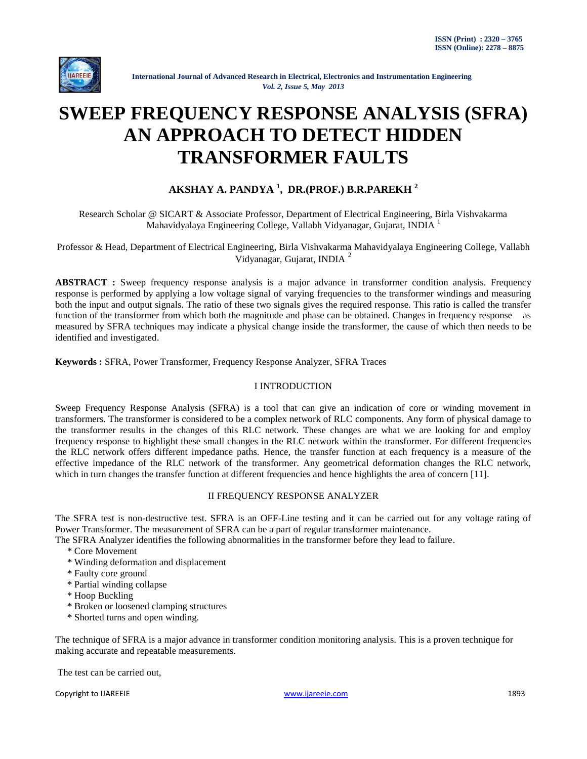# SWEEP FREQUENCY RESPONSE ANALYSIS (SFRA) AN APPROACH TO DETECT HIDDEN TRANSFORMER FAULTS

**AKSHAY A. PANDYA [1], DR.(PROF.) B.R.PAREKH [2]**

Research Scholar @ SICART & Associate Professor, Department of Electrical Engineering, Birla Vishvakarma Mahavidyalaya Engineering College, Vallabh Vidyanagar, Gujarat, INDIA [1]

Professor & Head, Department of Electrical Engineering, Birla Vishvakarma Mahavidyalaya Engineering College, Vallabh Vidyanagar, Gujarat, INDIA [2]

**ABSTRACT :** Sweep frequency response analysis is a major advance in transformer condition analysis. Frequency response is performed by applying a low voltage signal of varying frequencies to the transformer windings and measuring both the input and output signals. The ratio of these two signals gives the required response. This ratio is called the transfer function of the transformer from which both the magnitude and phase can be obtained. Changes in frequency response as measured by SFRA techniques may indicate a physical change inside the transformer, the cause of which then needs to be identified and investigated.

**Keywords :** SFRA, Power Transformer, Frequency Response Analyzer, SFRA Traces

## I INTRODUCTION

Sweep Frequency Response Analysis (SFRA) is a tool that can give an indication of core or winding movement in transformers. The transformer is considered to be a complex network of RLC components. Any form of physical damage to the transformer results in the changes of this RLC network. These changes are what we are looking for and employ frequency response to highlight these small changes in the RLC network within the transformer. For different frequencies the RLC network offers different impedance paths. Hence, the transfer function at each frequency is a measure of the effective impedance of the RLC network of the transformer. Any geometrical deformation changes the RLC network, which in turn changes the transfer function at different frequencies and hence highlights the area of concern [11].

## II FREQUENCY RESPONSE ANALYZER

The SFRA test is non-destructive test. SFRA is an OFF-Line testing and it can be carried out for any voltage rating of Power Transformer. The measurement of SFRA can be a part of regular transformer maintenance.

The SFRA Analyzer identifies the following abnormalities in the transformer before they lead to failure.

* Core Movement
* Winding deformation and displacement
* Faulty core ground
* Partial winding collapse
* Hoop Buckling
* Broken or loosened clamping structures
* Shorted turns and open winding.

The technique of SFRA is a major advance in transformer condition monitoring analysis. This is a proven technique for making accurate and repeatable measurements.

The test can be carried out,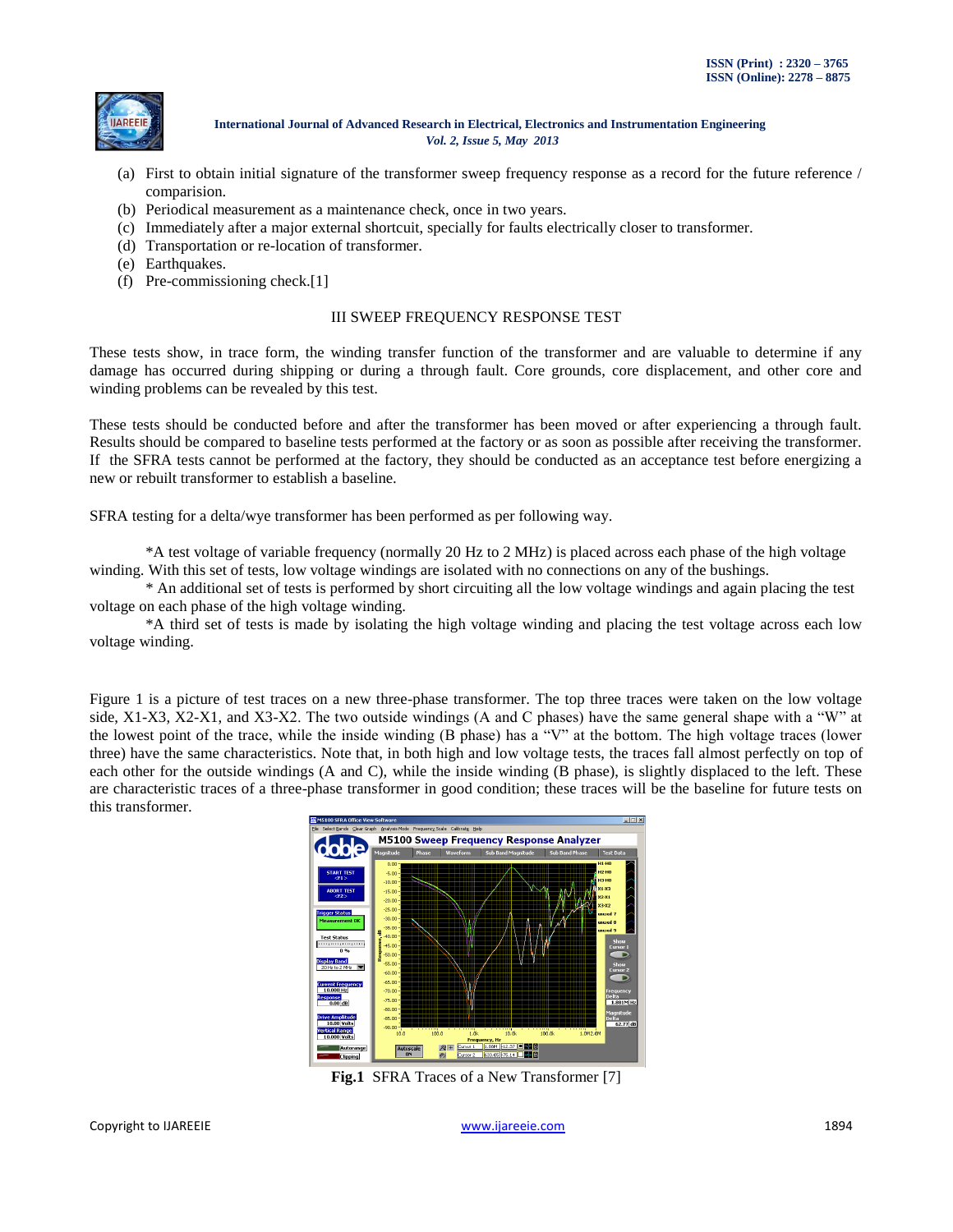(a) First to obtain initial signature of the transformer sweep frequency response as a record for the future reference / comparision.
(b) Periodical measurement as a maintenance check, once in two years.
(c) Immediately after a major external shortcuit, specially for faults electrically closer to transformer.
(d) Transportation or re-location of transformer.
(e) Earthquakes.
(f) Pre-commissioning check.[1]

## III SWEEP FREQUENCY RESPONSE TEST

These tests show, in trace form, the winding transfer function of the transformer and are valuable to determine if any damage has occurred during shipping or during a through fault. Core grounds, core displacement, and other core and winding problems can be revealed by this test.

These tests should be conducted before and after the transformer has been moved or after experiencing a through fault. Results should be compared to baseline tests performed at the factory or as soon as possible after receiving the transformer. If the SFRA tests cannot be performed at the factory, they should be conducted as an acceptance test before energizing a new or rebuilt transformer to establish a baseline.

SFRA testing for a delta/wye transformer has been performed as per following way.

*A test voltage of variable frequency (normally 20 Hz to 2 MHz) is placed across each phase of the high voltage winding. With this set of tests, low voltage windings are isolated with no connections on any of the bushings.

* An additional set of tests is performed by short circuiting all the low voltage windings and again placing the test voltage on each phase of the high voltage winding.

*A third set of tests is made by isolating the high voltage winding and placing the test voltage across each low voltage winding.

Figure 1 is a picture of test traces on a new three-phase transformer. The top three traces were taken on the low voltage side, X1-X3, X2-X1, and X3-X2. The two outside windings (A and C phases) have the same general shape with a "W" at the lowest point of the trace, while the inside winding (B phase) has a "V" at the bottom. The high voltage traces (lower three) have the same characteristics. Note that, in both high and low voltage tests, the traces fall almost perfectly on top of each other for the outside windings (A and C), while the inside winding (B phase), is slightly displaced to the left. These are characteristic traces of a three-phase transformer in good condition; these traces will be the baseline for future tests on this transformer.

**Fig.1** SFRA Traces of a New Transformer [7]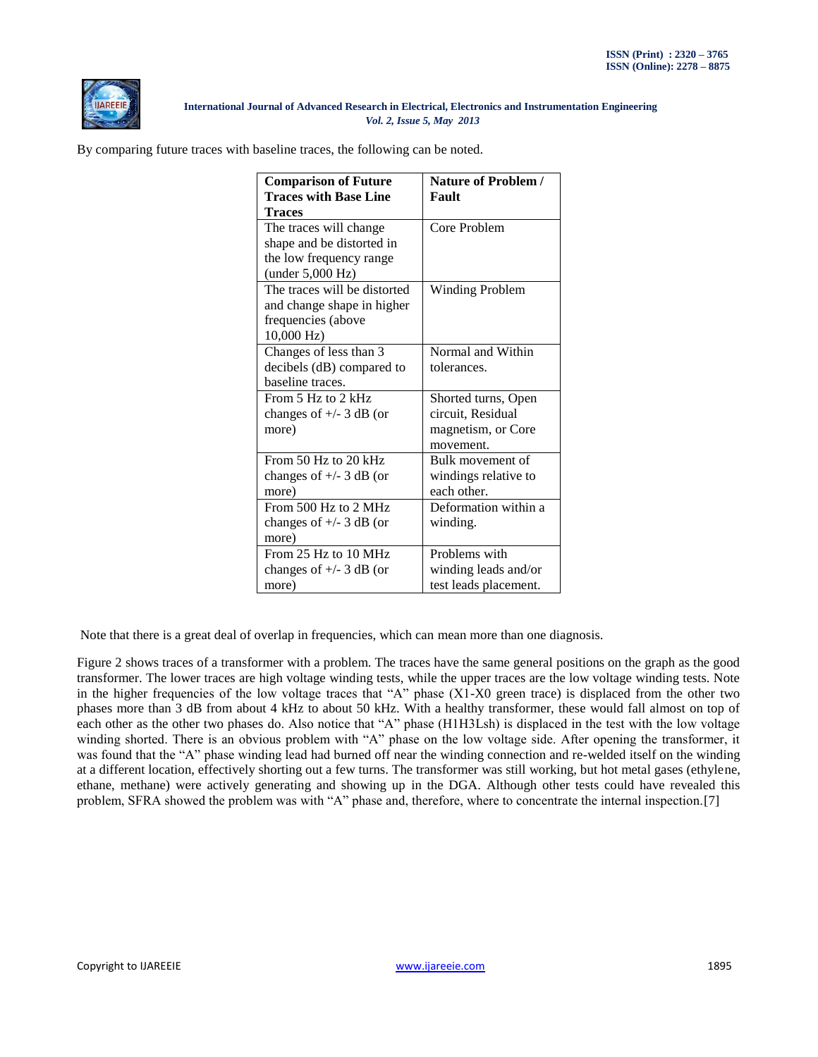By comparing future traces with baseline traces, the following can be noted.

| Comparison of Future Traces with Base Line Traces | Nature of Problem / Fault |
|---|---|
| The traces will change shape and be distorted in the low frequency range (under 5,000 Hz) | Core Problem |
| The traces will be distorted and change shape in higher frequencies (above 10,000 Hz) | Winding Problem |
| Changes of less than 3 decibels (dB) compared to baseline traces. | Normal and Within tolerances. |
| From 5 Hz to 2 kHz changes of +/- 3 dB (or more) | Shorted turns, Open circuit, Residual magnetism, or Core movement. |
| From 50 Hz to 20 kHz changes of +/- 3 dB (or more) | Bulk movement of windings relative to each other. |
| From 500 Hz to 2 MHz changes of +/- 3 dB (or more) | Deformation within a winding. |
| From 25 Hz to 10 MHz changes of +/- 3 dB (or more) | Problems with winding leads and/or test leads placement. |

Note that there is a great deal of overlap in frequencies, which can mean more than one diagnosis.

Figure 2 shows traces of a transformer with a problem. The traces have the same general positions on the graph as the good transformer. The lower traces are high voltage winding tests, while the upper traces are the low voltage winding tests. Note in the higher frequencies of the low voltage traces that "A" phase (X1-X0 green trace) is displaced from the other two phases more than 3 dB from about 4 kHz to about 50 kHz. With a healthy transformer, these would fall almost on top of each other as the other two phases do. Also notice that "A" phase (H1H3Lsh) is displaced in the test with the low voltage winding shorted. There is an obvious problem with "A" phase on the low voltage side. After opening the transformer, it was found that the "A" phase winding lead had burned off near the winding connection and re-welded itself on the winding at a different location, effectively shorting out a few turns. The transformer was still working, but hot metal gases (ethylene, ethane, methane) were actively generating and showing up in the DGA. Although other tests could have revealed this problem, SFRA showed the problem was with "A" phase and, therefore, where to concentrate the internal inspection.[7]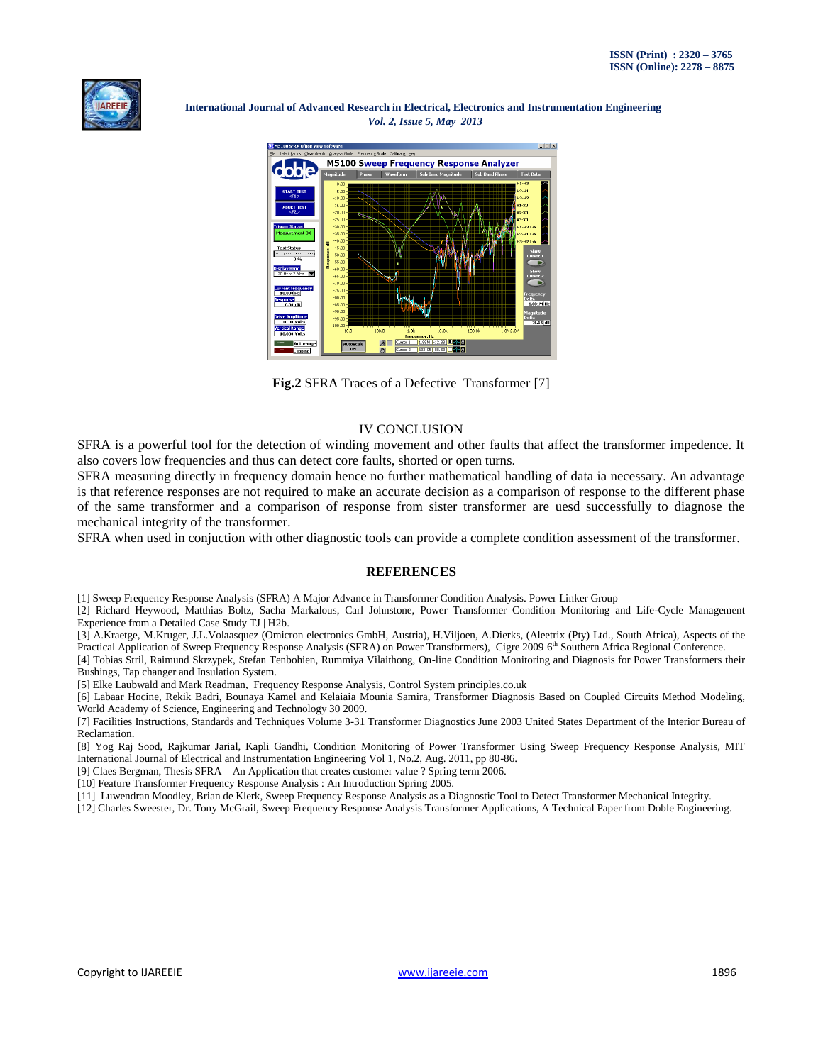**Fig.2** SFRA Traces of a Defective Transformer [7]

## IV CONCLUSION

SFRA is a powerful tool for the detection of winding movement and other faults that affect the transformer impedence. It also covers low frequencies and thus can detect core faults, shorted or open turns.

SFRA measuring directly in frequency domain hence no further mathematical handling of data ia necessary. An advantage is that reference responses are not required to make an accurate decision as a comparison of response to the different phase of the same transformer and a comparison of response from sister transformer are uesd successfully to diagnose the mechanical integrity of the transformer.

SFRA when used in conjuction with other diagnostic tools can provide a complete condition assessment of the transformer.

## REFERENCES

[1] Sweep Frequency Response Analysis (SFRA) A Major Advance in Transformer Condition Analysis. Power Linker Group

[2] Richard Heywood, Matthias Boltz, Sacha Markalous, Carl Johnstone, Power Transformer Condition Monitoring and Life-Cycle Management Experience from a Detailed Case Study TJ | H2b.

[3] A.Kraetge, M.Kruger, J.L.Volaasquez (Omicron electronics GmbH, Austria), H.Viljoen, A.Dierks, (Aleetrix (Pty) Ltd., South Africa), Aspects of the Practical Application of Sweep Frequency Response Analysis (SFRA) on Power Transformers), Cigre 2009 6th Southern Africa Regional Conference.

[4] Tobias Stril, Raimund Skrzypek, Stefan Tenbohien, Rummiya Vilaithong, On-line Condition Monitoring and Diagnosis for Power Transformers their Bushings, Tap changer and Insulation System.

[5] Elke Laubwald and Mark Readman, Frequency Response Analysis, Control System principles.co.uk

[6] Labaar Hocine, Rekik Badri, Bounaya Kamel and Kelaiaia Mounia Samira, Transformer Diagnosis Based on Coupled Circuits Method Modeling, World Academy of Science, Engineering and Technology 30 2009.

[7] Facilities Instructions, Standards and Techniques Volume 3-31 Transformer Diagnostics June 2003 United States Department of the Interior Bureau of Reclamation.

[8] Yog Raj Sood, Rajkumar Jarial, Kapli Gandhi, Condition Monitoring of Power Transformer Using Sweep Frequency Response Analysis, MIT International Journal of Electrical and Instrumentation Engineering Vol 1, No.2, Aug. 2011, pp 80-86.

[9] Claes Bergman, Thesis SFRA – An Application that creates customer value ? Spring term 2006.

[10] Feature Transformer Frequency Response Analysis : An Introduction Spring 2005.

[11] Luwendran Moodley, Brian de Klerk, Sweep Frequency Response Analysis as a Diagnostic Tool to Detect Transformer Mechanical Integrity.

[12] Charles Sweester, Dr. Tony McGrail, Sweep Frequency Response Analysis Transformer Applications, A Technical Paper from Doble Engineering.